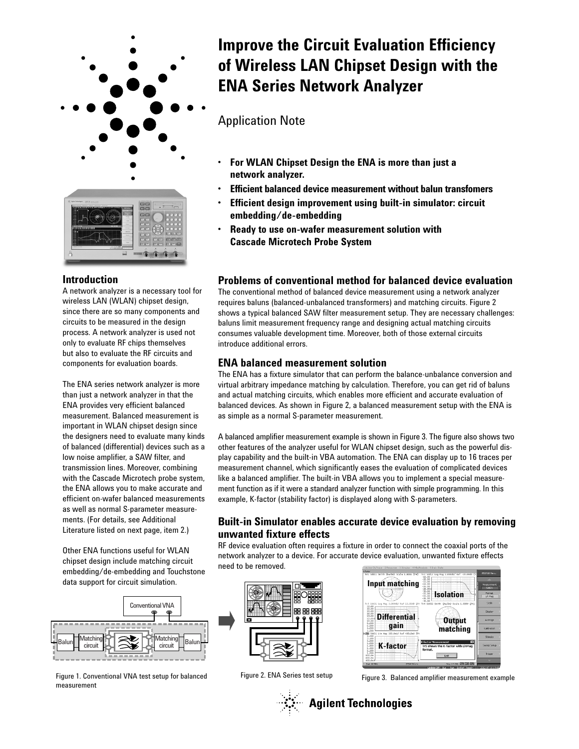# Improve the Circuit Evaluation Efficiency of Wireless LAN Chipset Design with the ENA Series Network Analyzer

Application Note

- **For WLAN Chipset Design the ENA is more than just a network analyzer.**
- **Efficient balanced device measurement without balun transfomers**
- **Efficient design improvement using built-in simulator: circuit embedding/de-embedding**
- **Ready to use on-wafer measurement solution with Cascade Microtech Probe System**

## Introduction

A network analyzer is a necessary tool for wireless LAN (WLAN) chipset design, since there are so many components and circuits to be measured in the design process. A network analyzer is used not only to evaluate RF chips themselves but also to evaluate the RF circuits and components for evaluation boards.

The ENA series network analyzer is more than just a network analyzer in that the ENA provides very efficient balanced measurement. Balanced measurement is important in WLAN chipset design since the designers need to evaluate many kinds of balanced (differential) devices such as a low noise amplifier, a SAW filter, and transmission lines. Moreover, combining with the Cascade Microtech probe system, the ENA allows you to make accurate and efficient on-wafer balanced measurements as well as normal S-parameter measurements. (For details, see Additional Literature listed on next page, item 2.)

Other ENA functions useful for WLAN chipset design include matching circuit embedding/de-embedding and Touchstone data support for circuit simulation.

## Problems of conventional method for balanced device evaluation

The conventional method of balanced device measurement using a network analyzer requires baluns (balanced-unbalanced transformers) and matching circuits. Figure 2 shows a typical balanced SAW filter measurement setup. They are necessary challenges: baluns limit measurement frequency range and designing actual matching circuits consumes valuable development time. Moreover, both of those external circuits introduce additional errors.

## ENA balanced measurement solution

The ENA has a fixture simulator that can perform the balance-unbalance conversion and virtual arbitrary impedance matching by calculation. Therefore, you can get rid of baluns and actual matching circuits, which enables more efficient and accurate evaluation of balanced devices. As shown in Figure 2, a balanced measurement setup with the ENA is as simple as a normal S-parameter measurement.

A balanced amplifier measurement example is shown in Figure 3. The figure also shows two other features of the analyzer useful for WLAN chipset design, such as the powerful display capability and the built-in VBA automation. The ENA can display up to 16 traces per measurement channel, which significantly eases the evaluation of complicated devices like a balanced amplifier. The built-in VBA allows you to implement a special measurement function as if it were a standard analyzer function with simple programming. In this example, K-factor (stability factor) is displayed along with S-parameters.

## Built-in Simulator enables accurate device evaluation by removing unwanted fixture effects

RF device evaluation often requires a fixture in order to connect the coaxial ports of the network analyzer to a device. For accurate device evaluation, unwanted fixture effects need to be removed.

Conventional VNA

Balun

Matching circuit

Matching circuit

Balun

Figure 1. Conventional VNA test setup for balanced measurement

Figure 2. ENA Series test setup

Input matching

Isolation

Differential gain

Output matching

K-factor

Figure 3. Balanced amplifier measurement example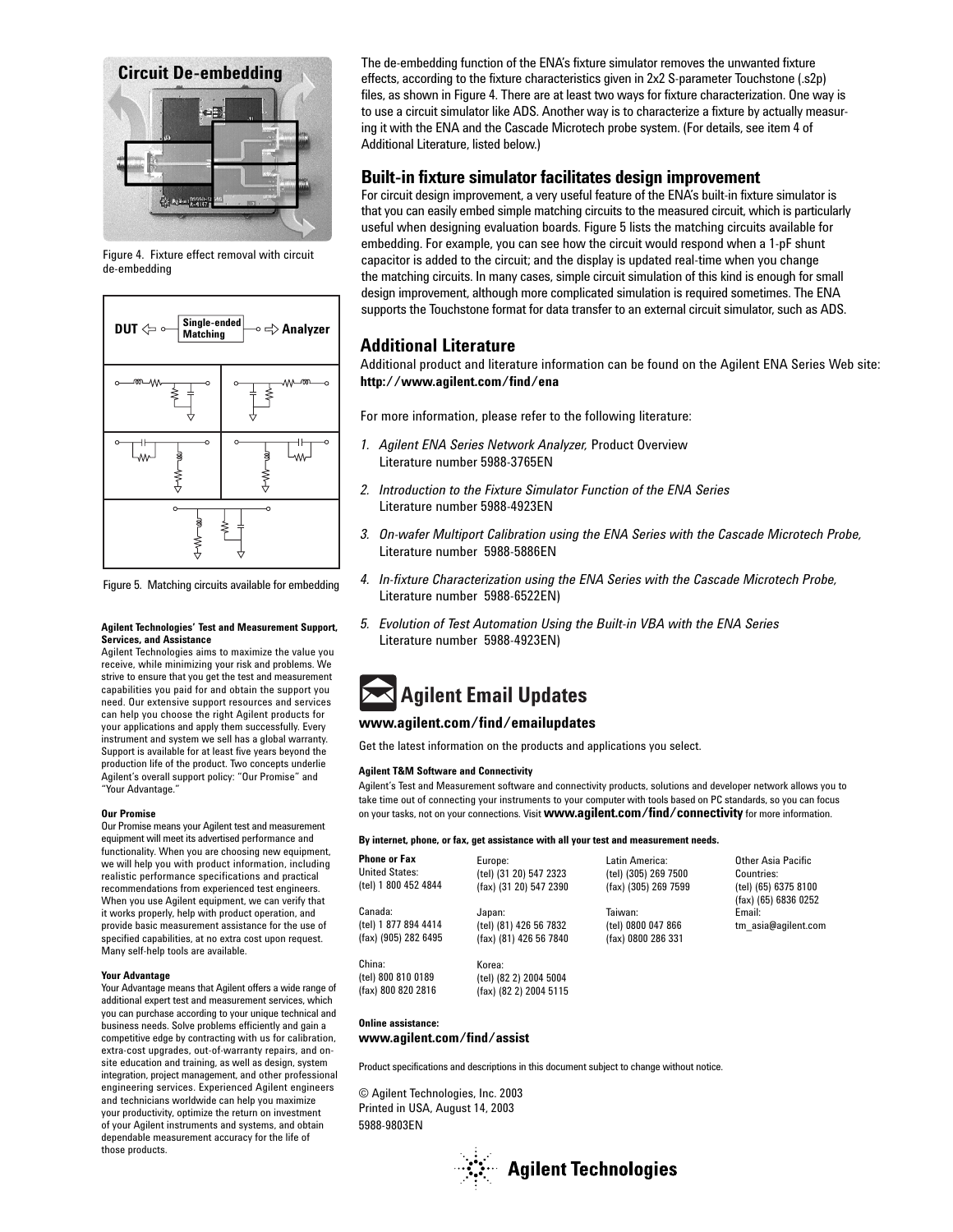Circuit De-embedding

Figure 4. Fixture effect removal with circuit de-embedding

DUT ⇦ Single-ended Matching ⇨ Analyzer

Figure 5. Matching circuits available for embedding

The de-embedding function of the ENA's fixture simulator removes the unwanted fixture effects, according to the fixture characteristics given in 2x2 S-parameter Touchstone (.s2p) files, as shown in Figure 4. There are at least two ways for fixture characterization. One way is to use a circuit simulator like ADS. Another way is to characterize a fixture by actually measuring it with the ENA and the Cascade Microtech probe system. (For details, see item 4 of Additional Literature, listed below.)

## Built-in fixture simulator facilitates design improvement

For circuit design improvement, a very useful feature of the ENA's built-in fixture simulator is that you can easily embed simple matching circuits to the measured circuit, which is particularly useful when designing evaluation boards. Figure 5 lists the matching circuits available for embedding. For example, you can see how the circuit would respond when a 1-pF shunt capacitor is added to the circuit; and the display is updated real-time when you change the matching circuits. In many cases, simple circuit simulation of this kind is enough for small design improvement, although more complicated simulation is required sometimes. The ENA supports the Touchstone format for data transfer to an external circuit simulator, such as ADS.

## Additional Literature

Additional product and literature information can be found on the Agilent ENA Series Web site:
**http://www.agilent.com/find/ena**

For more information, please refer to the following literature:

1. *Agilent ENA Series Network Analyzer,* Product Overview
   Literature number 5988-3765EN
2. *Introduction to the Fixture Simulator Function of the ENA Series*
   Literature number 5988-4923EN
3. *On-wafer Multiport Calibration using the ENA Series with the Cascade Microtech Probe,*
   Literature number 5988-5886EN
4. *In-fixture Characterization using the ENA Series with the Cascade Microtech Probe,*
   Literature number 5988-6522EN)
5. *Evolution of Test Automation Using the Built-in VBA with the ENA Series*
   Literature number 5988-4923EN)

**Agilent Technologies' Test and Measurement Support, Services, and Assistance**

Agilent Technologies aims to maximize the value you receive, while minimizing your risk and problems. We strive to ensure that you get the test and measurement capabilities you paid for and obtain the support you need. Our extensive support resources and services can help you choose the right Agilent products for your applications and apply them successfully. Every instrument and system we sell has a global warranty. Support is available for at least five years beyond the production life of the product. Two concepts underlie Agilent's overall support policy: "Our Promise" and "Your Advantage."

**Our Promise**

Our Promise means your Agilent test and measurement equipment will meet its advertised performance and functionality. When you are choosing new equipment, we will help you with product information, including realistic performance specifications and practical recommendations from experienced test engineers. When you use Agilent equipment, we can verify that it works properly, help with product operation, and provide basic measurement assistance for the use of specified capabilities, at no extra cost upon request. Many self-help tools are available.

**Your Advantage**

Your Advantage means that Agilent offers a wide range of additional expert test and measurement services, which you can purchase according to your unique technical and business needs. Solve problems efficiently and gain a competitive edge by contracting with us for calibration, extra-cost upgrades, out-of-warranty repairs, and on-site education and training, as well as design, system integration, project management, and other professional engineering services. Experienced Agilent engineers and technicians worldwide can help you maximize your productivity, optimize the return on investment of your Agilent instruments and systems, and obtain dependable measurement accuracy for the life of those products.

## Agilent Email Updates

**www.agilent.com/find/emailupdates**

Get the latest information on the products and applications you select.

**Agilent T&M Software and Connectivity**

Agilent's Test and Measurement software and connectivity products, solutions and developer network allows you to take time out of connecting your instruments to your computer with tools based on PC standards, so you can focus on your tasks, not on your connections. Visit **www.agilent.com/find/connectivity** for more information.

**By internet, phone, or fax, get assistance with all your test and measurement needs.**

**Phone or Fax**

United States:
(tel) 1 800 452 4844

Canada:
(tel) 1 877 894 4414
(fax) (905) 282 6495

China:
(tel) 800 810 0189
(fax) 800 820 2816

Europe:
(tel) (31 20) 547 2323
(fax) (31 20) 547 2390

Japan:
(tel) (81) 426 56 7832
(fax) (81) 426 56 7840

Korea:
(tel) (82 2) 2004 5004
(fax) (82 2) 2004 5115

Latin America:
(tel) (305) 269 7500
(fax) (305) 269 7599

Taiwan:
(tel) 0800 047 866
(fax) 0800 286 331

Other Asia Pacific Countries:
(tel) (65) 6375 8100
(fax) (65) 6836 0252
Email:
tm_asia@agilent.com

**Online assistance:**
**www.agilent.com/find/assist**

Product specifications and descriptions in this document subject to change without notice.

© Agilent Technologies, Inc. 2003
Printed in USA, August 14, 2003
5988-9803EN

Agilent Technologies